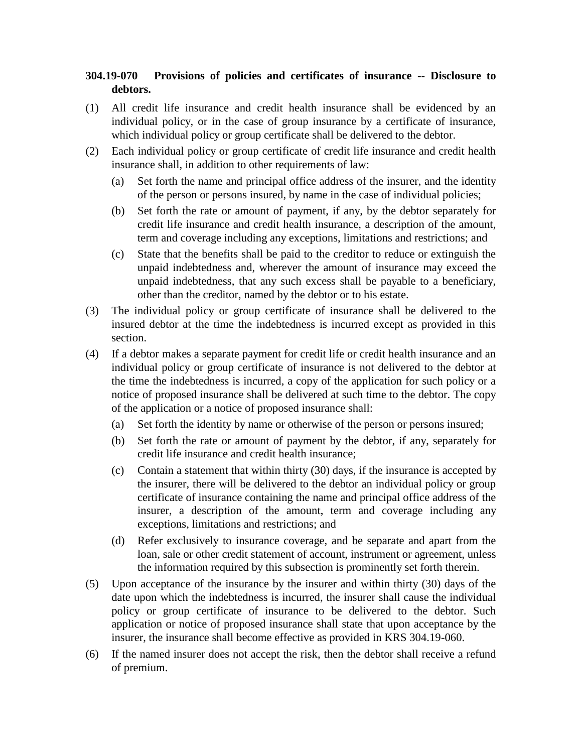**304.19-070 Provisions of policies and certificates of insurance -- Disclosure to debtors.**

(1) All credit life insurance and credit health insurance shall be evidenced by an individual policy, or in the case of group insurance by a certificate of insurance, which individual policy or group certificate shall be delivered to the debtor.

(2) Each individual policy or group certificate of credit life insurance and credit health insurance shall, in addition to other requirements of law:

  (a) Set forth the name and principal office address of the insurer, and the identity of the person or persons insured, by name in the case of individual policies;

  (b) Set forth the rate or amount of payment, if any, by the debtor separately for credit life insurance and credit health insurance, a description of the amount, term and coverage including any exceptions, limitations and restrictions; and

  (c) State that the benefits shall be paid to the creditor to reduce or extinguish the unpaid indebtedness and, wherever the amount of insurance may exceed the unpaid indebtedness, that any such excess shall be payable to a beneficiary, other than the creditor, named by the debtor or to his estate.

(3) The individual policy or group certificate of insurance shall be delivered to the insured debtor at the time the indebtedness is incurred except as provided in this section.

(4) If a debtor makes a separate payment for credit life or credit health insurance and an individual policy or group certificate of insurance is not delivered to the debtor at the time the indebtedness is incurred, a copy of the application for such policy or a notice of proposed insurance shall be delivered at such time to the debtor. The copy of the application or a notice of proposed insurance shall:

  (a) Set forth the identity by name or otherwise of the person or persons insured;

  (b) Set forth the rate or amount of payment by the debtor, if any, separately for credit life insurance and credit health insurance;

  (c) Contain a statement that within thirty (30) days, if the insurance is accepted by the insurer, there will be delivered to the debtor an individual policy or group certificate of insurance containing the name and principal office address of the insurer, a description of the amount, term and coverage including any exceptions, limitations and restrictions; and

  (d) Refer exclusively to insurance coverage, and be separate and apart from the loan, sale or other credit statement of account, instrument or agreement, unless the information required by this subsection is prominently set forth therein.

(5) Upon acceptance of the insurance by the insurer and within thirty (30) days of the date upon which the indebtedness is incurred, the insurer shall cause the individual policy or group certificate of insurance to be delivered to the debtor. Such application or notice of proposed insurance shall state that upon acceptance by the insurer, the insurance shall become effective as provided in KRS 304.19-060.

(6) If the named insurer does not accept the risk, then the debtor shall receive a refund of premium.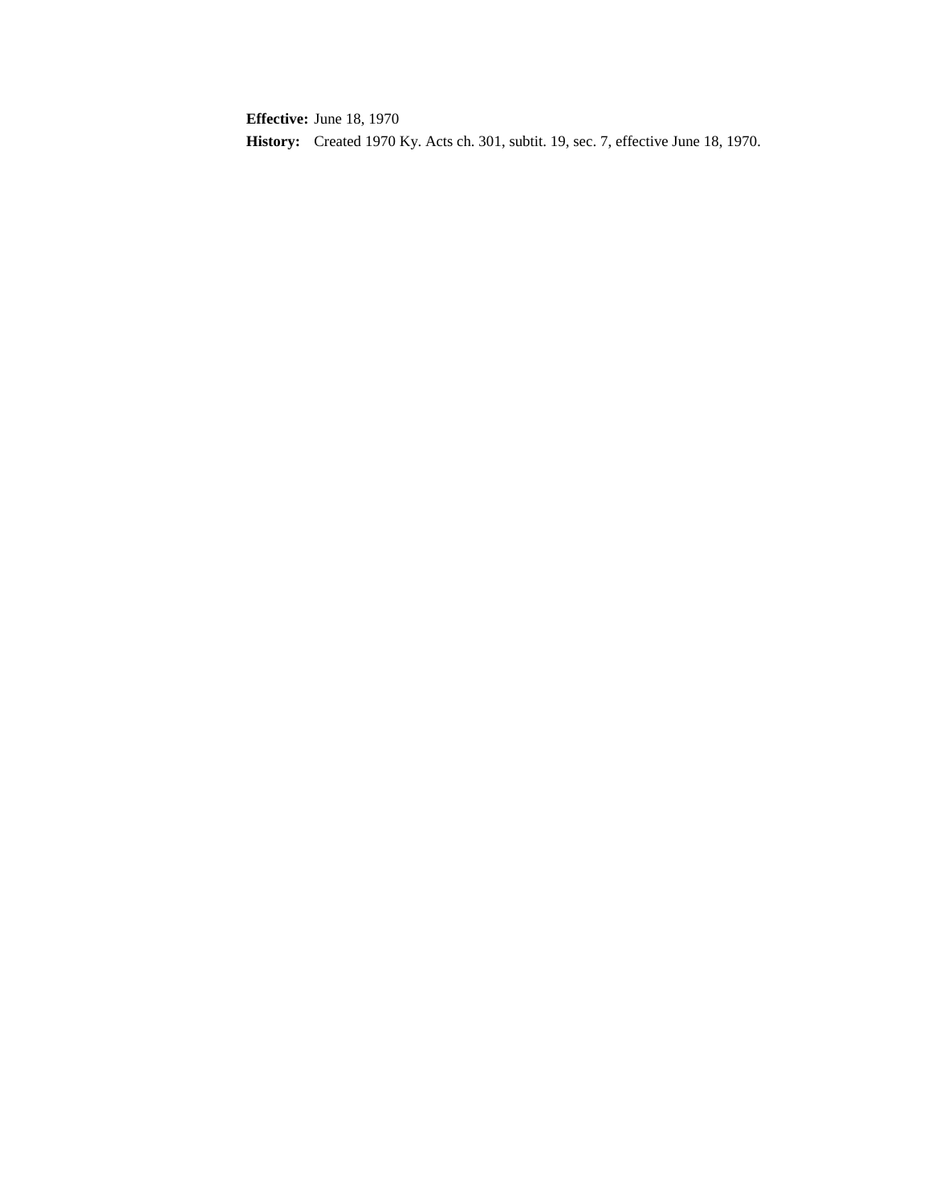**Effective:** June 18, 1970

**History:** Created 1970 Ky. Acts ch. 301, subtit. 19, sec. 7, effective June 18, 1970.